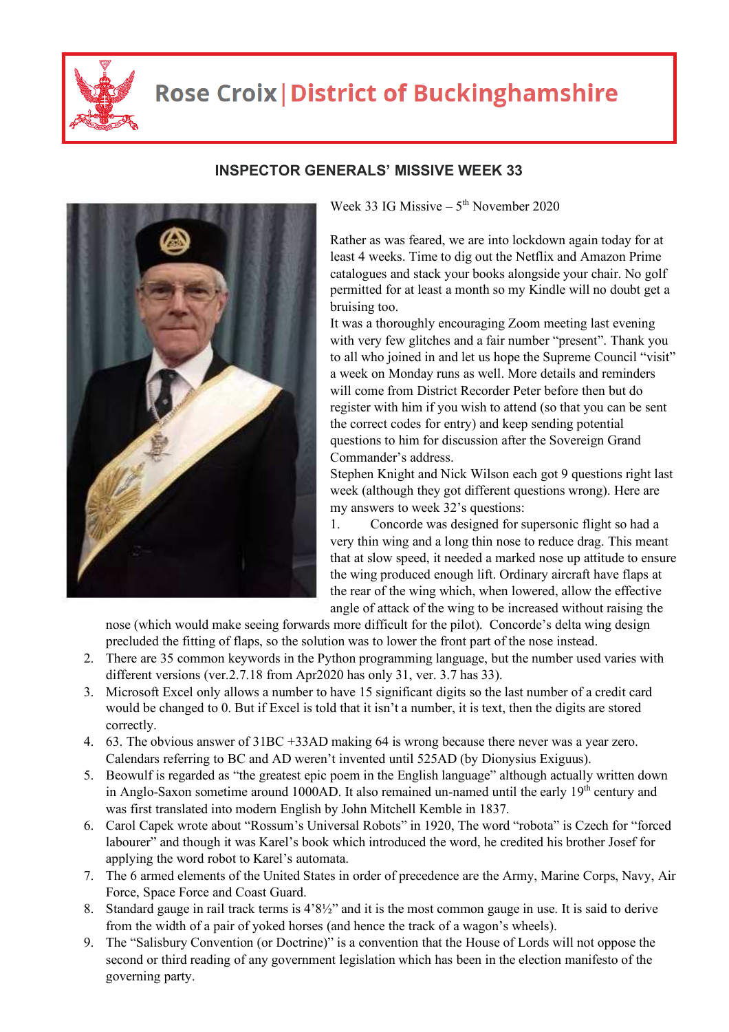# Rose Croix | District of Buckinghamshire

## INSPECTOR GENERALS' MISSIVE WEEK 33

Week 33 IG Missive – 5th November 2020

Rather as was feared, we are into lockdown again today for at least 4 weeks. Time to dig out the Netflix and Amazon Prime catalogues and stack your books alongside your chair. No golf permitted for at least a month so my Kindle will no doubt get a bruising too.

It was a thoroughly encouraging Zoom meeting last evening with very few glitches and a fair number "present". Thank you to all who joined in and let us hope the Supreme Council "visit" a week on Monday runs as well. More details and reminders will come from District Recorder Peter before then but do register with him if you wish to attend (so that you can be sent the correct codes for entry) and keep sending potential questions to him for discussion after the Sovereign Grand Commander's address.

Stephen Knight and Nick Wilson each got 9 questions right last week (although they got different questions wrong). Here are my answers to week 32's questions:

1. Concorde was designed for supersonic flight so had a very thin wing and a long thin nose to reduce drag. This meant that at slow speed, it needed a marked nose up attitude to ensure the wing produced enough lift. Ordinary aircraft have flaps at the rear of the wing which, when lowered, allow the effective angle of attack of the wing to be increased without raising the nose (which would make seeing forwards more difficult for the pilot). Concorde's delta wing design precluded the fitting of flaps, so the solution was to lower the front part of the nose instead.
2. There are 35 common keywords in the Python programming language, but the number used varies with different versions (ver.2.7.18 from Apr2020 has only 31, ver. 3.7 has 33).
3. Microsoft Excel only allows a number to have 15 significant digits so the last number of a credit card would be changed to 0. But if Excel is told that it isn't a number, it is text, then the digits are stored correctly.
4. 63. The obvious answer of 31BC +33AD making 64 is wrong because there never was a year zero. Calendars referring to BC and AD weren't invented until 525AD (by Dionysius Exiguus).
5. Beowulf is regarded as "the greatest epic poem in the English language" although actually written down in Anglo-Saxon sometime around 1000AD. It also remained un-named until the early 19th century and was first translated into modern English by John Mitchell Kemble in 1837.
6. Carol Capek wrote about "Rossum's Universal Robots" in 1920, The word "robota" is Czech for "forced labourer" and though it was Karel's book which introduced the word, he credited his brother Josef for applying the word robot to Karel's automata.
7. The 6 armed elements of the United States in order of precedence are the Army, Marine Corps, Navy, Air Force, Space Force and Coast Guard.
8. Standard gauge in rail track terms is 4'8½" and it is the most common gauge in use. It is said to derive from the width of a pair of yoked horses (and hence the track of a wagon's wheels).
9. The "Salisbury Convention (or Doctrine)" is a convention that the House of Lords will not oppose the second or third reading of any government legislation which has been in the election manifesto of the governing party.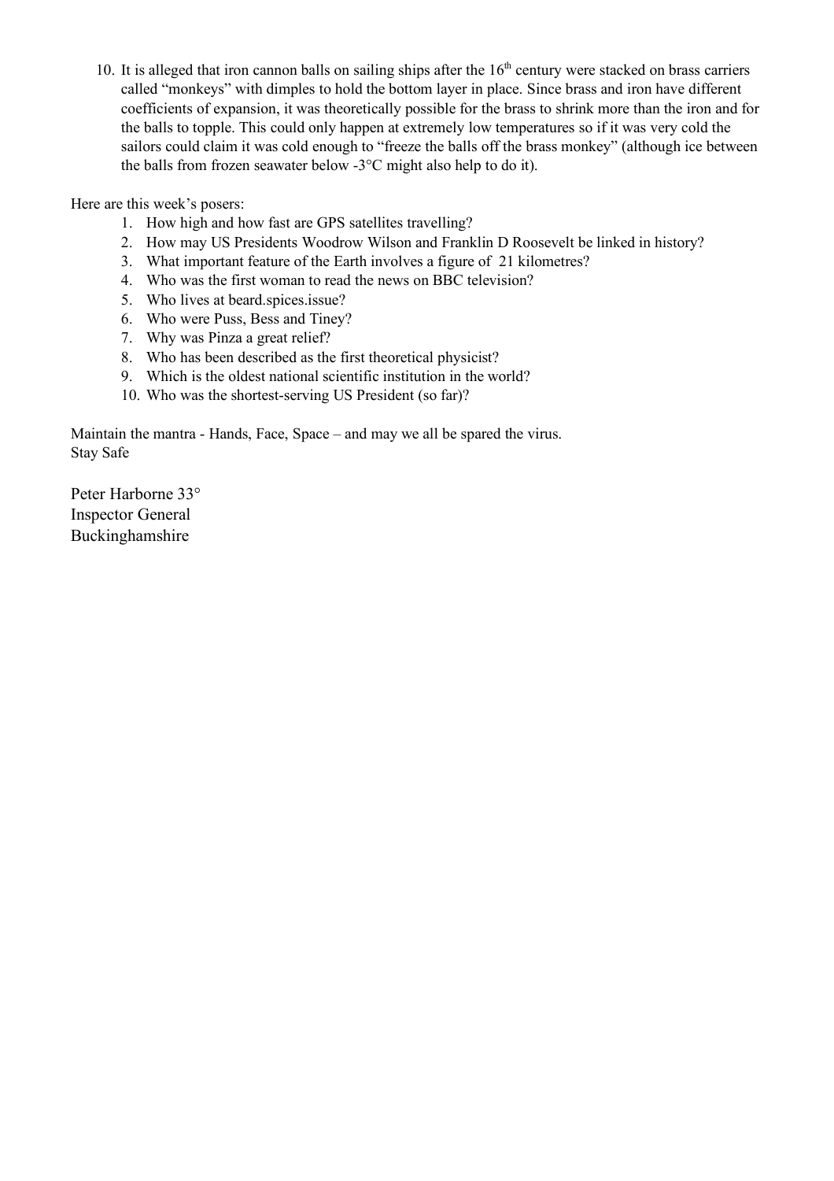10. It is alleged that iron cannon balls on sailing ships after the 16th century were stacked on brass carriers called "monkeys" with dimples to hold the bottom layer in place. Since brass and iron have different coefficients of expansion, it was theoretically possible for the brass to shrink more than the iron and for the balls to topple. This could only happen at extremely low temperatures so if it was very cold the sailors could claim it was cold enough to "freeze the balls off the brass monkey" (although ice between the balls from frozen seawater below -3°C might also help to do it).

Here are this week's posers:

1. How high and how fast are GPS satellites travelling?
2. How may US Presidents Woodrow Wilson and Franklin D Roosevelt be linked in history?
3. What important feature of the Earth involves a figure of 21 kilometres?
4. Who was the first woman to read the news on BBC television?
5. Who lives at beard.spices.issue?
6. Who were Puss, Bess and Tiney?
7. Why was Pinza a great relief?
8. Who has been described as the first theoretical physicist?
9. Which is the oldest national scientific institution in the world?
10. Who was the shortest-serving US President (so far)?

Maintain the mantra - Hands, Face, Space – and may we all be spared the virus.
Stay Safe

Peter Harborne 33°
Inspector General
Buckinghamshire